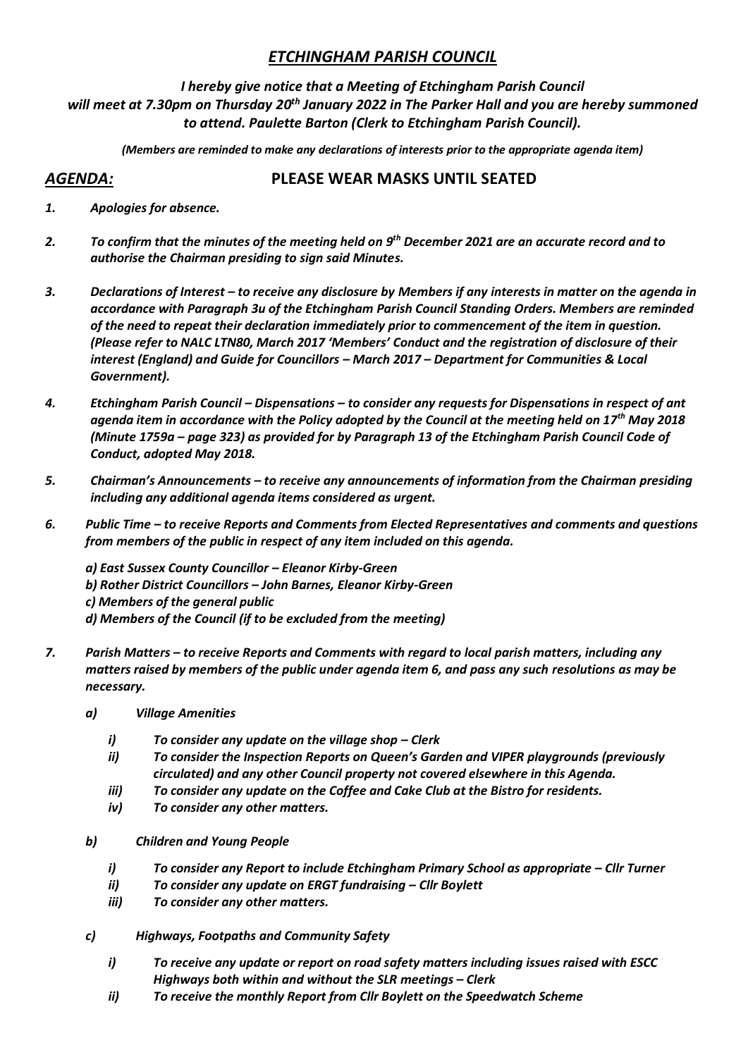# *ETCHINGHAM PARISH COUNCIL*

***I hereby give notice that a Meeting of Etchingham Parish Council will meet at 7.30pm on Thursday 20th January 2022 in The Parker Hall and you are hereby summoned to attend. Paulette Barton (Clerk to Etchingham Parish Council).***

***(Members are reminded to make any declarations of interests prior to the appropriate agenda item)***

## *AGENDA:* PLEASE WEAR MASKS UNTIL SEATED

***1. Apologies for absence.***

***2. To confirm that the minutes of the meeting held on 9th December 2021 are an accurate record and to authorise the Chairman presiding to sign said Minutes.***

***3. Declarations of Interest – to receive any disclosure by Members if any interests in matter on the agenda in accordance with Paragraph 3u of the Etchingham Parish Council Standing Orders. Members are reminded of the need to repeat their declaration immediately prior to commencement of the item in question. (Please refer to NALC LTN80, March 2017 'Members' Conduct and the registration of disclosure of their interest (England) and Guide for Councillors – March 2017 – Department for Communities & Local Government).***

***4. Etchingham Parish Council – Dispensations – to consider any requests for Dispensations in respect of ant agenda item in accordance with the Policy adopted by the Council at the meeting held on 17th May 2018 (Minute 1759a – page 323) as provided for by Paragraph 13 of the Etchingham Parish Council Code of Conduct, adopted May 2018.***

***5. Chairman's Announcements – to receive any announcements of information from the Chairman presiding including any additional agenda items considered as urgent.***

***6. Public Time – to receive Reports and Comments from Elected Representatives and comments and questions from members of the public in respect of any item included on this agenda.***

***a) East Sussex County Councillor – Eleanor Kirby-Green***
***b) Rother District Councillors – John Barnes, Eleanor Kirby-Green***
***c) Members of the general public***
***d) Members of the Council (if to be excluded from the meeting)***

***7. Parish Matters – to receive Reports and Comments with regard to local parish matters, including any matters raised by members of the public under agenda item 6, and pass any such resolutions as may be necessary.***

***a) Village Amenities***

***i) To consider any update on the village shop – Clerk***
***ii) To consider the Inspection Reports on Queen's Garden and VIPER playgrounds (previously circulated) and any other Council property not covered elsewhere in this Agenda.***
***iii) To consider any update on the Coffee and Cake Club at the Bistro for residents.***
***iv) To consider any other matters.***

***b) Children and Young People***

***i) To consider any Report to include Etchingham Primary School as appropriate – Cllr Turner***
***ii) To consider any update on ERGT fundraising – Cllr Boylett***
***iii) To consider any other matters.***

***c) Highways, Footpaths and Community Safety***

***i) To receive any update or report on road safety matters including issues raised with ESCC Highways both within and without the SLR meetings – Clerk***
***ii) To receive the monthly Report from Cllr Boylett on the Speedwatch Scheme***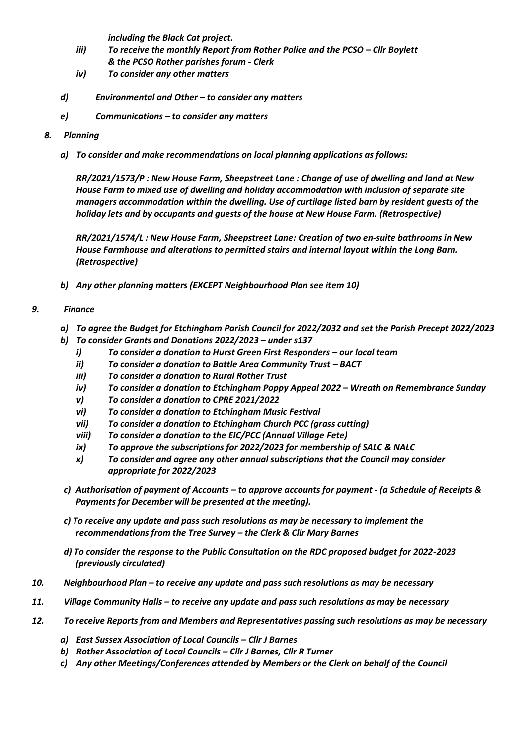*including the Black Cat project.*

- *iii) To receive the monthly Report from Rother Police and the PCSO – Cllr Boylett & the PCSO Rother parishes forum - Clerk*
- *iv) To consider any other matters*

*d) Environmental and Other – to consider any matters*

*e) Communications – to consider any matters*

*8. Planning*

*a) To consider and make recommendations on local planning applications as follows:*

*RR/2021/1573/P : New House Farm, Sheepstreet Lane : Change of use of dwelling and land at New House Farm to mixed use of dwelling and holiday accommodation with inclusion of separate site managers accommodation within the dwelling. Use of curtilage listed barn by resident guests of the holiday lets and by occupants and guests of the house at New House Farm. (Retrospective)*

*RR/2021/1574/L : New House Farm, Sheepstreet Lane: Creation of two en-suite bathrooms in New House Farmhouse and alterations to permitted stairs and internal layout within the Long Barn. (Retrospective)*

*b) Any other planning matters (EXCEPT Neighbourhood Plan see item 10)*

*9. Finance*

*a) To agree the Budget for Etchingham Parish Council for 2022/2032 and set the Parish Precept 2022/2023*

*b) To consider Grants and Donations 2022/2023 – under s137*

- *i) To consider a donation to Hurst Green First Responders – our local team*
- *ii) To consider a donation to Battle Area Community Trust – BACT*
- *iii) To consider a donation to Rural Rother Trust*
- *iv) To consider a donation to Etchingham Poppy Appeal 2022 – Wreath on Remembrance Sunday*
- *v) To consider a donation to CPRE 2021/2022*
- *vi) To consider a donation to Etchingham Music Festival*
- *vii) To consider a donation to Etchingham Church PCC (grass cutting)*
- *viii) To consider a donation to the EIC/PCC (Annual Village Fete)*
- *ix) To approve the subscriptions for 2022/2023 for membership of SALC & NALC*
- *x) To consider and agree any other annual subscriptions that the Council may consider appropriate for 2022/2023*

*c) Authorisation of payment of Accounts – to approve accounts for payment - (a Schedule of Receipts & Payments for December will be presented at the meeting).*

*c) To receive any update and pass such resolutions as may be necessary to implement the recommendations from the Tree Survey – the Clerk & Cllr Mary Barnes*

*d) To consider the response to the Public Consultation on the RDC proposed budget for 2022-2023 (previously circulated)*

*10. Neighbourhood Plan – to receive any update and pass such resolutions as may be necessary*

*11. Village Community Halls – to receive any update and pass such resolutions as may be necessary*

*12. To receive Reports from and Members and Representatives passing such resolutions as may be necessary*

*a) East Sussex Association of Local Councils – Cllr J Barnes*

*b) Rother Association of Local Councils – Cllr J Barnes, Cllr R Turner*

*c) Any other Meetings/Conferences attended by Members or the Clerk on behalf of the Council*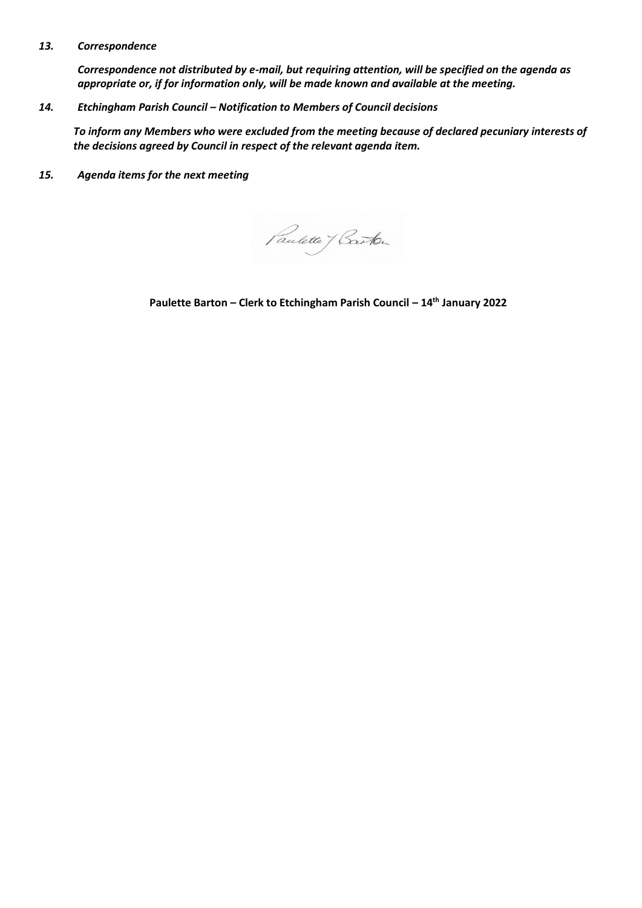***13. Correspondence***

***Correspondence not distributed by e-mail, but requiring attention, will be specified on the agenda as appropriate or, if for information only, will be made known and available at the meeting.***

***14. Etchingham Parish Council – Notification to Members of Council decisions***

***To inform any Members who were excluded from the meeting because of declared pecuniary interests of the decisions agreed by Council in respect of the relevant agenda item.***

***15. Agenda items for the next meeting***

Paulette J Barton

**Paulette Barton – Clerk to Etchingham Parish Council – 14th January 2022**